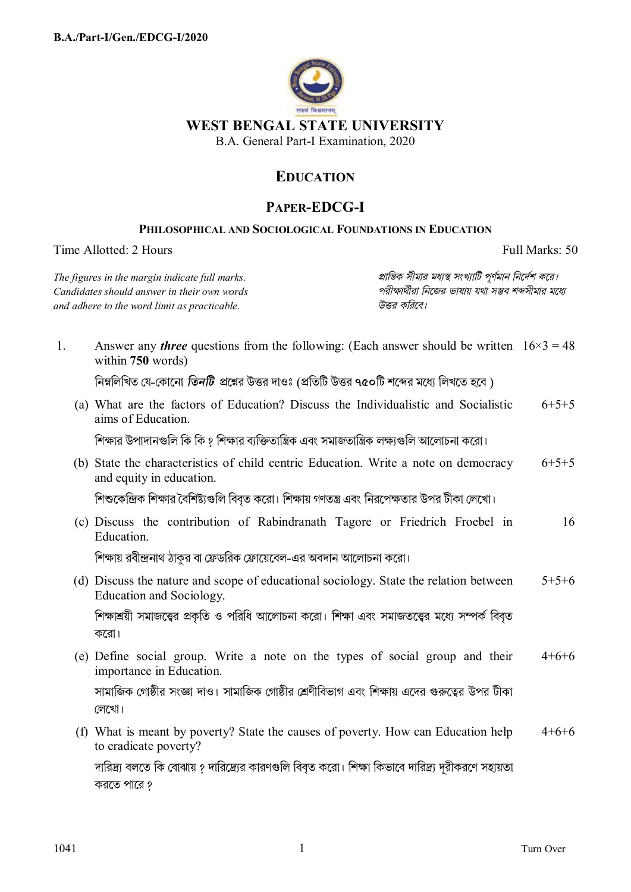B.A./Part-I/Gen./EDCG-I/2020

# WEST BENGAL STATE UNIVERSITY

B.A. General Part-I Examination, 2020

## EDUCATION

## PAPER-EDCG-I

### PHILOSOPHICAL AND SOCIOLOGICAL FOUNDATIONS IN EDUCATION

Time Allotted: 2 Hours | Full Marks: 50

*The figures in the margin indicate full marks. Candidates should answer in their own words and adhere to the word limit as practicable.*

*প্রান্তিক সীমার মধ্যস্থ সংখ্যাটি পূর্ণমান নির্দেশ করে। পরীক্ষার্থীরা নিজের ভাষায় যথা সম্ভব শব্দসীমার মধ্যে উত্তর করিবে।*

1. Answer any ***three*** questions from the following: (Each answer should be written within **750** words) — 16×3 = 48

নিম্নলিখিত যে-কোনো ***তিনটি*** প্রশ্নের উত্তর দাওঃ (প্রতিটি উত্তর ৭৫০টি শব্দের মধ্যে লিখতে হবে )

(a) What are the factors of Education? Discuss the Individualistic and Socialistic aims of Education. — 6+5+5

শিক্ষার উপাদানগুলি কি কি ? শিক্ষার ব্যক্তিতান্ত্রিক এবং সমাজতান্ত্রিক লক্ষ্যগুলি আলোচনা করো।

(b) State the characteristics of child centric Education. Write a note on democracy and equity in education. — 6+5+5

শিশুকেন্দ্রিক শিক্ষার বৈশিষ্ট্যগুলি বিবৃত করো। শিক্ষায় গণতন্ত্র এবং নিরপেক্ষতার উপর টীকা লেখো।

(c) Discuss the contribution of Rabindranath Tagore or Friedrich Froebel in Education. — 16

শিক্ষায় রবীন্দ্রনাথ ঠাকুর বা ফ্রেডরিক ফ্রোয়েবেল-এর অবদান আলোচনা করো।

(d) Discuss the nature and scope of educational sociology. State the relation between Education and Sociology. — 5+5+6

শিক্ষাশ্রয়ী সমাজত্বের প্রকৃতি ও পরিধি আলোচনা করো। শিক্ষা এবং সমাজতত্বের মধ্যে সম্পর্ক বিবৃত করো।

(e) Define social group. Write a note on the types of social group and their importance in Education. — 4+6+6

সামাজিক গোষ্ঠীর সংজ্ঞা দাও। সামাজিক গোষ্ঠীর শ্রেণীবিভাগ এবং শিক্ষায় এদের গুরুত্বের উপর টীকা লেখো।

(f) What is meant by poverty? State the causes of poverty. How can Education help to eradicate poverty? — 4+6+6

দারিদ্র্য বলতে কি বোঝায় ? দারিদ্র্যের কারণগুলি বিবৃত করো। শিক্ষা কিভাবে দারিদ্র্য দূরীকরণে সহায়তা করতে পারে ?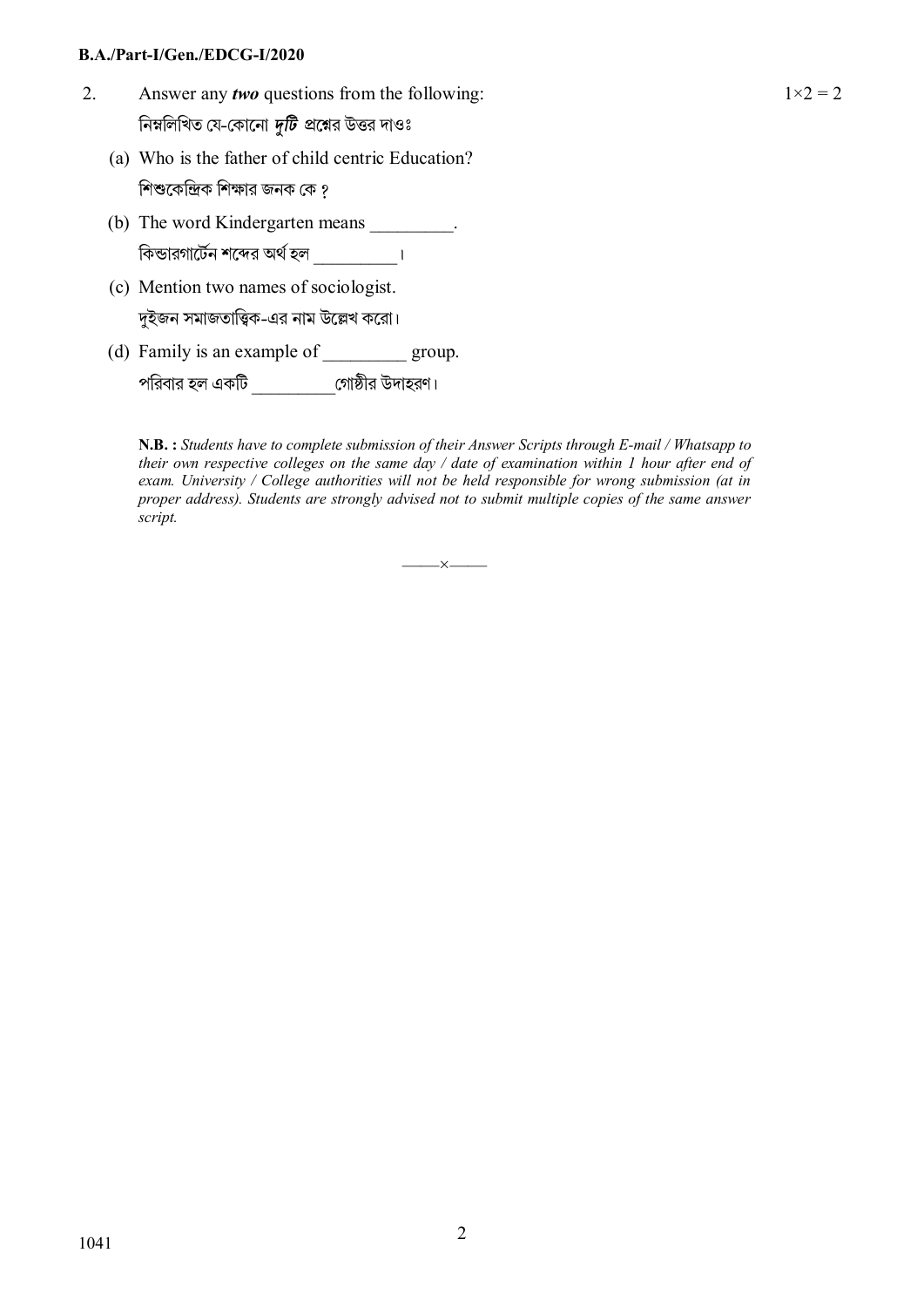2. Answer any ***two*** questions from the following: $1\times2 = 2$

নিম্নলিখিত যে-কোনো ***দুটি*** প্রশ্নের উত্তর দাওঃ

(a) Who is the father of child centric Education?

শিশুকেন্দ্রিক শিক্ষার জনক কে ?

(b) The word Kindergarten means _________.

কিন্ডারগার্টেন শব্দের অর্থ হল _________।

(c) Mention two names of sociologist.

দুইজন সমাজতাত্ত্বিক-এর নাম উল্লেখ করো।

(d) Family is an example of _________ group.

পরিবার হল একটি _________গোষ্ঠীর উদাহরণ।

**N.B. :** *Students have to complete submission of their Answer Scripts through E-mail / Whatsapp to their own respective colleges on the same day / date of examination within 1 hour after end of exam. University / College authorities will not be held responsible for wrong submission (at in proper address). Students are strongly advised not to submit multiple copies of the same answer script.*

———×———